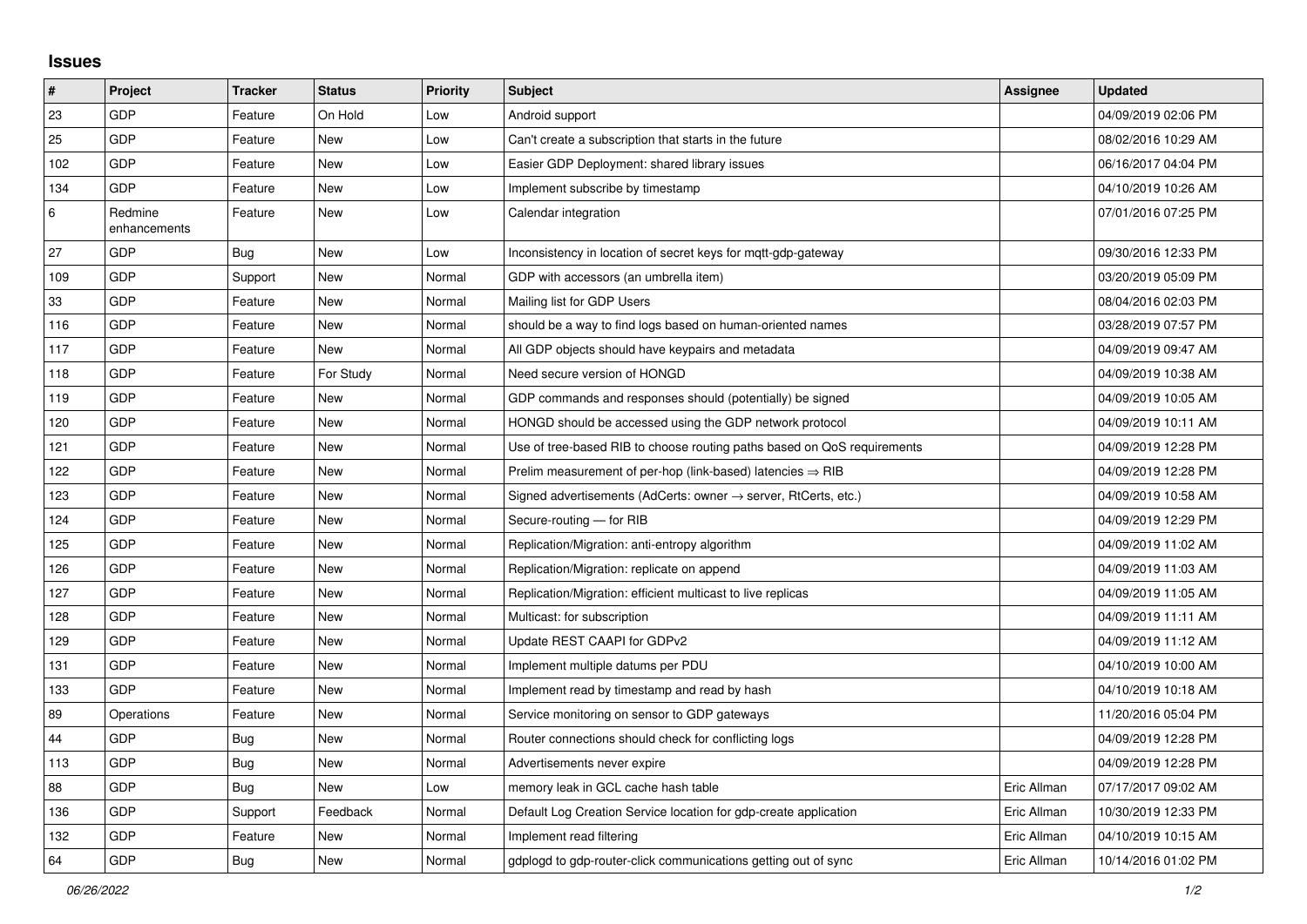## Issues

| # | Project | Tracker | Status | Priority | Subject | Assignee | Updated |
|---|---|---|---|---|---|---|---|
| 23 | GDP | Feature | On Hold | Low | Android support | | 04/09/2019 02:06 PM |
| 25 | GDP | Feature | New | Low | Can't create a subscription that starts in the future | | 08/02/2016 10:29 AM |
| 102 | GDP | Feature | New | Low | Easier GDP Deployment: shared library issues | | 06/16/2017 04:04 PM |
| 134 | GDP | Feature | New | Low | Implement subscribe by timestamp | | 04/10/2019 10:26 AM |
| 6 | Redmine enhancements | Feature | New | Low | Calendar integration | | 07/01/2016 07:25 PM |
| 27 | GDP | Bug | New | Low | Inconsistency in location of secret keys for mqtt-gdp-gateway | | 09/30/2016 12:33 PM |
| 109 | GDP | Support | New | Normal | GDP with accessors (an umbrella item) | | 03/20/2019 05:09 PM |
| 33 | GDP | Feature | New | Normal | Mailing list for GDP Users | | 08/04/2016 02:03 PM |
| 116 | GDP | Feature | New | Normal | should be a way to find logs based on human-oriented names | | 03/28/2019 07:57 PM |
| 117 | GDP | Feature | New | Normal | All GDP objects should have keypairs and metadata | | 04/09/2019 09:47 AM |
| 118 | GDP | Feature | For Study | Normal | Need secure version of HONGD | | 04/09/2019 10:38 AM |
| 119 | GDP | Feature | New | Normal | GDP commands and responses should (potentially) be signed | | 04/09/2019 10:05 AM |
| 120 | GDP | Feature | New | Normal | HONGD should be accessed using the GDP network protocol | | 04/09/2019 10:11 AM |
| 121 | GDP | Feature | New | Normal | Use of tree-based RIB to choose routing paths based on QoS requirements | | 04/09/2019 12:28 PM |
| 122 | GDP | Feature | New | Normal | Prelim measurement of per-hop (link-based) latencies ⇒ RIB | | 04/09/2019 12:28 PM |
| 123 | GDP | Feature | New | Normal | Signed advertisements (AdCerts: owner → server, RtCerts, etc.) | | 04/09/2019 10:58 AM |
| 124 | GDP | Feature | New | Normal | Secure-routing — for RIB | | 04/09/2019 12:29 PM |
| 125 | GDP | Feature | New | Normal | Replication/Migration: anti-entropy algorithm | | 04/09/2019 11:02 AM |
| 126 | GDP | Feature | New | Normal | Replication/Migration: replicate on append | | 04/09/2019 11:03 AM |
| 127 | GDP | Feature | New | Normal | Replication/Migration: efficient multicast to live replicas | | 04/09/2019 11:05 AM |
| 128 | GDP | Feature | New | Normal | Multicast: for subscription | | 04/09/2019 11:11 AM |
| 129 | GDP | Feature | New | Normal | Update REST CAAPI for GDPv2 | | 04/09/2019 11:12 AM |
| 131 | GDP | Feature | New | Normal | Implement multiple datums per PDU | | 04/10/2019 10:00 AM |
| 133 | GDP | Feature | New | Normal | Implement read by timestamp and read by hash | | 04/10/2019 10:18 AM |
| 89 | Operations | Feature | New | Normal | Service monitoring on sensor to GDP gateways | | 11/20/2016 05:04 PM |
| 44 | GDP | Bug | New | Normal | Router connections should check for conflicting logs | | 04/09/2019 12:28 PM |
| 113 | GDP | Bug | New | Normal | Advertisements never expire | | 04/09/2019 12:28 PM |
| 88 | GDP | Bug | New | Low | memory leak in GCL cache hash table | Eric Allman | 07/17/2017 09:02 AM |
| 136 | GDP | Support | Feedback | Normal | Default Log Creation Service location for gdp-create application | Eric Allman | 10/30/2019 12:33 PM |
| 132 | GDP | Feature | New | Normal | Implement read filtering | Eric Allman | 04/10/2019 10:15 AM |
| 64 | GDP | Bug | New | Normal | gdplogd to gdp-router-click communications getting out of sync | Eric Allman | 10/14/2016 01:02 PM |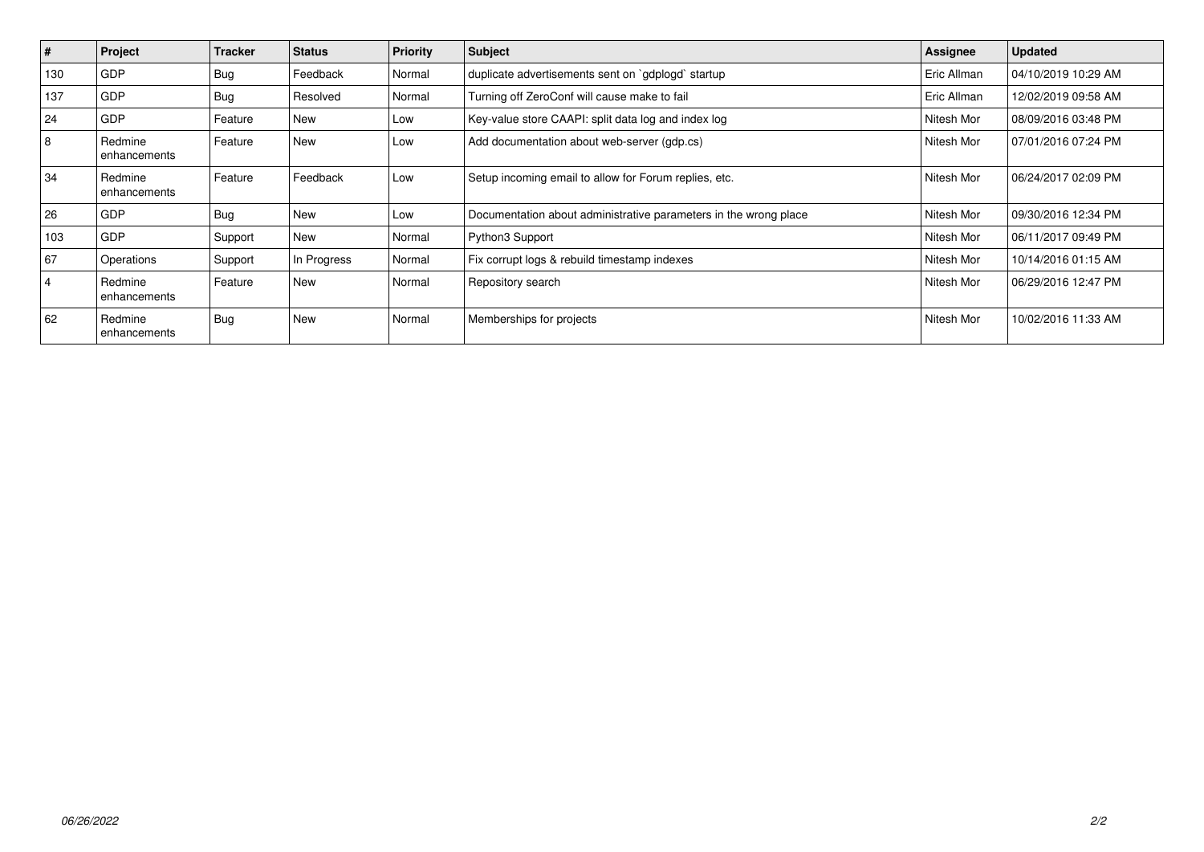| # | Project | Tracker | Status | Priority | Subject | Assignee | Updated |
|---|---|---|---|---|---|---|---|
| 130 | GDP | Bug | Feedback | Normal | duplicate advertisements sent on `gdplogd` startup | Eric Allman | 04/10/2019 10:29 AM |
| 137 | GDP | Bug | Resolved | Normal | Turning off ZeroConf will cause make to fail | Eric Allman | 12/02/2019 09:58 AM |
| 24 | GDP | Feature | New | Low | Key-value store CAAPI: split data log and index log | Nitesh Mor | 08/09/2016 03:48 PM |
| 8 | Redmine enhancements | Feature | New | Low | Add documentation about web-server (gdp.cs) | Nitesh Mor | 07/01/2016 07:24 PM |
| 34 | Redmine enhancements | Feature | Feedback | Low | Setup incoming email to allow for Forum replies, etc. | Nitesh Mor | 06/24/2017 02:09 PM |
| 26 | GDP | Bug | New | Low | Documentation about administrative parameters in the wrong place | Nitesh Mor | 09/30/2016 12:34 PM |
| 103 | GDP | Support | New | Normal | Python3 Support | Nitesh Mor | 06/11/2017 09:49 PM |
| 67 | Operations | Support | In Progress | Normal | Fix corrupt logs & rebuild timestamp indexes | Nitesh Mor | 10/14/2016 01:15 AM |
| 4 | Redmine enhancements | Feature | New | Normal | Repository search | Nitesh Mor | 06/29/2016 12:47 PM |
| 62 | Redmine enhancements | Bug | New | Normal | Memberships for projects | Nitesh Mor | 10/02/2016 11:33 AM |